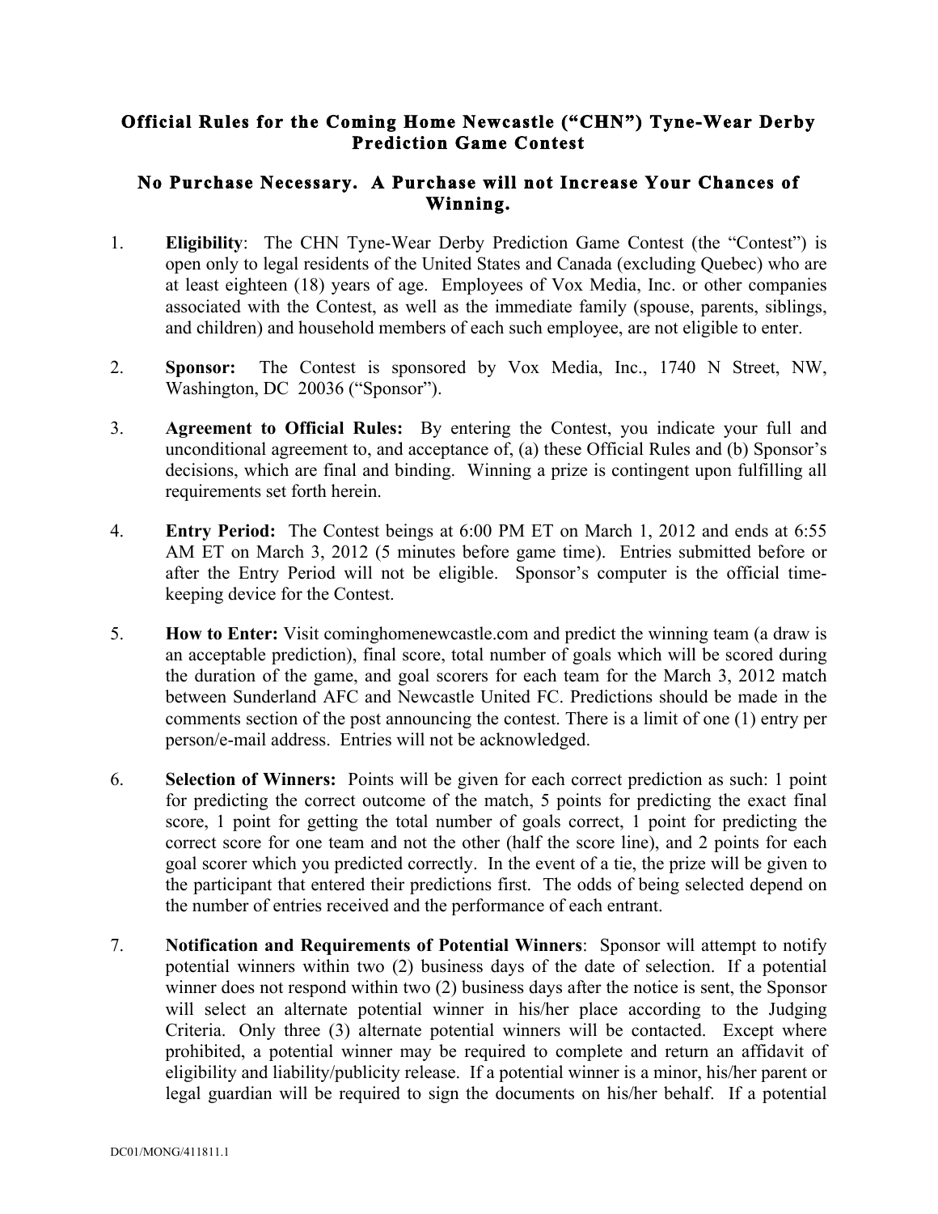**Official Rules for the Coming Home Newcastle ("CHN") Tyne-Wear Derby Prediction Game Contest**

**No Purchase Necessary. A Purchase will not Increase Your Chances of Winning.**

1. **Eligibility**: The CHN Tyne-Wear Derby Prediction Game Contest (the "Contest") is open only to legal residents of the United States and Canada (excluding Quebec) who are at least eighteen (18) years of age. Employees of Vox Media, Inc. or other companies associated with the Contest, as well as the immediate family (spouse, parents, siblings, and children) and household members of each such employee, are not eligible to enter.

2. **Sponsor:** The Contest is sponsored by Vox Media, Inc., 1740 N Street, NW, Washington, DC 20036 ("Sponsor").

3. **Agreement to Official Rules:** By entering the Contest, you indicate your full and unconditional agreement to, and acceptance of, (a) these Official Rules and (b) Sponsor's decisions, which are final and binding. Winning a prize is contingent upon fulfilling all requirements set forth herein.

4. **Entry Period:** The Contest beings at 6:00 PM ET on March 1, 2012 and ends at 6:55 AM ET on March 3, 2012 (5 minutes before game time). Entries submitted before or after the Entry Period will not be eligible. Sponsor's computer is the official time-keeping device for the Contest.

5. **How to Enter:** Visit cominghomenewcastle.com and predict the winning team (a draw is an acceptable prediction), final score, total number of goals which will be scored during the duration of the game, and goal scorers for each team for the March 3, 2012 match between Sunderland AFC and Newcastle United FC. Predictions should be made in the comments section of the post announcing the contest. There is a limit of one (1) entry per person/e-mail address. Entries will not be acknowledged.

6. **Selection of Winners:** Points will be given for each correct prediction as such: 1 point for predicting the correct outcome of the match, 5 points for predicting the exact final score, 1 point for getting the total number of goals correct, 1 point for predicting the correct score for one team and not the other (half the score line), and 2 points for each goal scorer which you predicted correctly. In the event of a tie, the prize will be given to the participant that entered their predictions first. The odds of being selected depend on the number of entries received and the performance of each entrant.

7. **Notification and Requirements of Potential Winners**: Sponsor will attempt to notify potential winners within two (2) business days of the date of selection. If a potential winner does not respond within two (2) business days after the notice is sent, the Sponsor will select an alternate potential winner in his/her place according to the Judging Criteria. Only three (3) alternate potential winners will be contacted. Except where prohibited, a potential winner may be required to complete and return an affidavit of eligibility and liability/publicity release. If a potential winner is a minor, his/her parent or legal guardian will be required to sign the documents on his/her behalf. If a potential

DC01/MONG/411811.1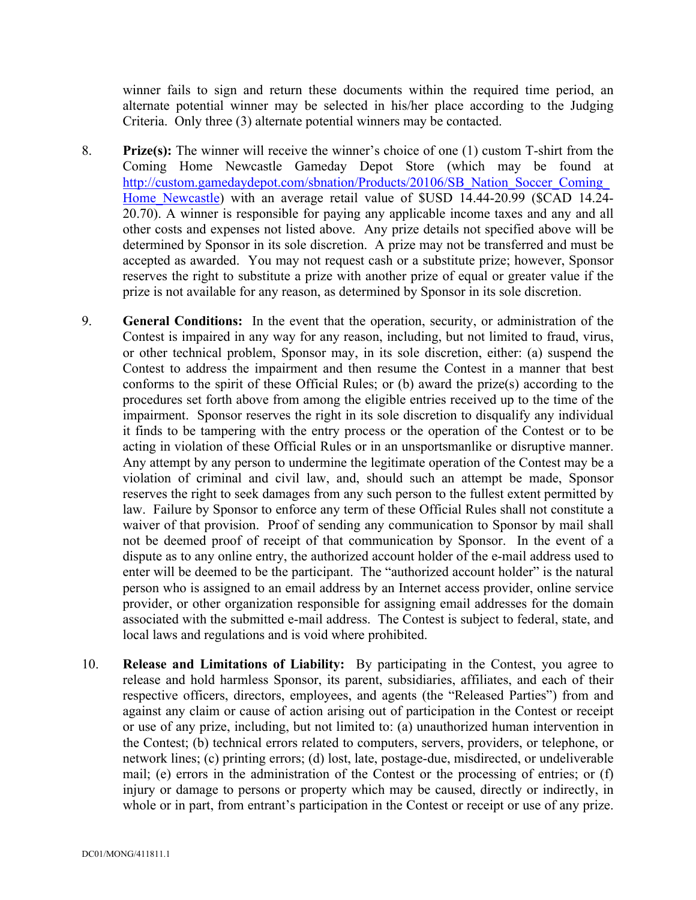winner fails to sign and return these documents within the required time period, an alternate potential winner may be selected in his/her place according to the Judging Criteria. Only three (3) alternate potential winners may be contacted.

8. **Prize(s):** The winner will receive the winner's choice of one (1) custom T-shirt from the Coming Home Newcastle Gameday Depot Store (which may be found at [http://custom.gamedaydepot.com/sbnation/Products/20106/SB_Nation_Soccer_Coming_Home_Newcastle](http://custom.gamedaydepot.com/sbnation/Products/20106/SB_Nation_Soccer_Coming_Home_Newcastle)) with an average retail value of $USD 14.44-20.99 ($CAD 14.24-20.70). A winner is responsible for paying any applicable income taxes and any and all other costs and expenses not listed above. Any prize details not specified above will be determined by Sponsor in its sole discretion. A prize may not be transferred and must be accepted as awarded. You may not request cash or a substitute prize; however, Sponsor reserves the right to substitute a prize with another prize of equal or greater value if the prize is not available for any reason, as determined by Sponsor in its sole discretion.

9. **General Conditions:** In the event that the operation, security, or administration of the Contest is impaired in any way for any reason, including, but not limited to fraud, virus, or other technical problem, Sponsor may, in its sole discretion, either: (a) suspend the Contest to address the impairment and then resume the Contest in a manner that best conforms to the spirit of these Official Rules; or (b) award the prize(s) according to the procedures set forth above from among the eligible entries received up to the time of the impairment. Sponsor reserves the right in its sole discretion to disqualify any individual it finds to be tampering with the entry process or the operation of the Contest or to be acting in violation of these Official Rules or in an unsportsmanlike or disruptive manner. Any attempt by any person to undermine the legitimate operation of the Contest may be a violation of criminal and civil law, and, should such an attempt be made, Sponsor reserves the right to seek damages from any such person to the fullest extent permitted by law. Failure by Sponsor to enforce any term of these Official Rules shall not constitute a waiver of that provision. Proof of sending any communication to Sponsor by mail shall not be deemed proof of receipt of that communication by Sponsor. In the event of a dispute as to any online entry, the authorized account holder of the e-mail address used to enter will be deemed to be the participant. The "authorized account holder" is the natural person who is assigned to an email address by an Internet access provider, online service provider, or other organization responsible for assigning email addresses for the domain associated with the submitted e-mail address. The Contest is subject to federal, state, and local laws and regulations and is void where prohibited.

10. **Release and Limitations of Liability:** By participating in the Contest, you agree to release and hold harmless Sponsor, its parent, subsidiaries, affiliates, and each of their respective officers, directors, employees, and agents (the "Released Parties") from and against any claim or cause of action arising out of participation in the Contest or receipt or use of any prize, including, but not limited to: (a) unauthorized human intervention in the Contest; (b) technical errors related to computers, servers, providers, or telephone, or network lines; (c) printing errors; (d) lost, late, postage-due, misdirected, or undeliverable mail; (e) errors in the administration of the Contest or the processing of entries; or (f) injury or damage to persons or property which may be caused, directly or indirectly, in whole or in part, from entrant's participation in the Contest or receipt or use of any prize.

DC01/MONG/411811.1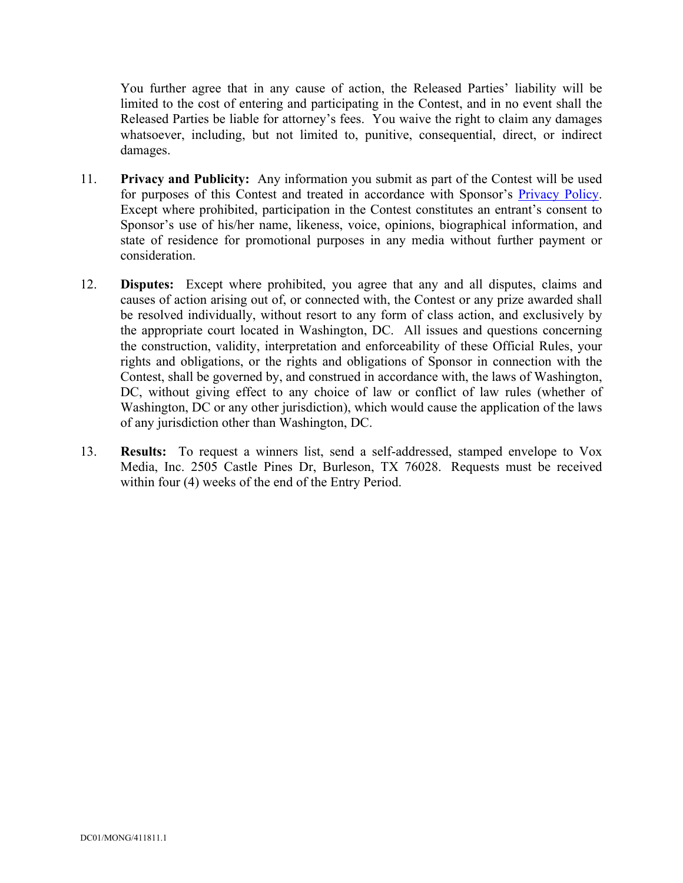You further agree that in any cause of action, the Released Parties' liability will be limited to the cost of entering and participating in the Contest, and in no event shall the Released Parties be liable for attorney's fees. You waive the right to claim any damages whatsoever, including, but not limited to, punitive, consequential, direct, or indirect damages.

11. **Privacy and Publicity:** Any information you submit as part of the Contest will be used for purposes of this Contest and treated in accordance with Sponsor's Privacy Policy. Except where prohibited, participation in the Contest constitutes an entrant's consent to Sponsor's use of his/her name, likeness, voice, opinions, biographical information, and state of residence for promotional purposes in any media without further payment or consideration.

12. **Disputes:** Except where prohibited, you agree that any and all disputes, claims and causes of action arising out of, or connected with, the Contest or any prize awarded shall be resolved individually, without resort to any form of class action, and exclusively by the appropriate court located in Washington, DC. All issues and questions concerning the construction, validity, interpretation and enforceability of these Official Rules, your rights and obligations, or the rights and obligations of Sponsor in connection with the Contest, shall be governed by, and construed in accordance with, the laws of Washington, DC, without giving effect to any choice of law or conflict of law rules (whether of Washington, DC or any other jurisdiction), which would cause the application of the laws of any jurisdiction other than Washington, DC.

13. **Results:** To request a winners list, send a self-addressed, stamped envelope to Vox Media, Inc. 2505 Castle Pines Dr, Burleson, TX 76028. Requests must be received within four (4) weeks of the end of the Entry Period.

DC01/MONG/411811.1